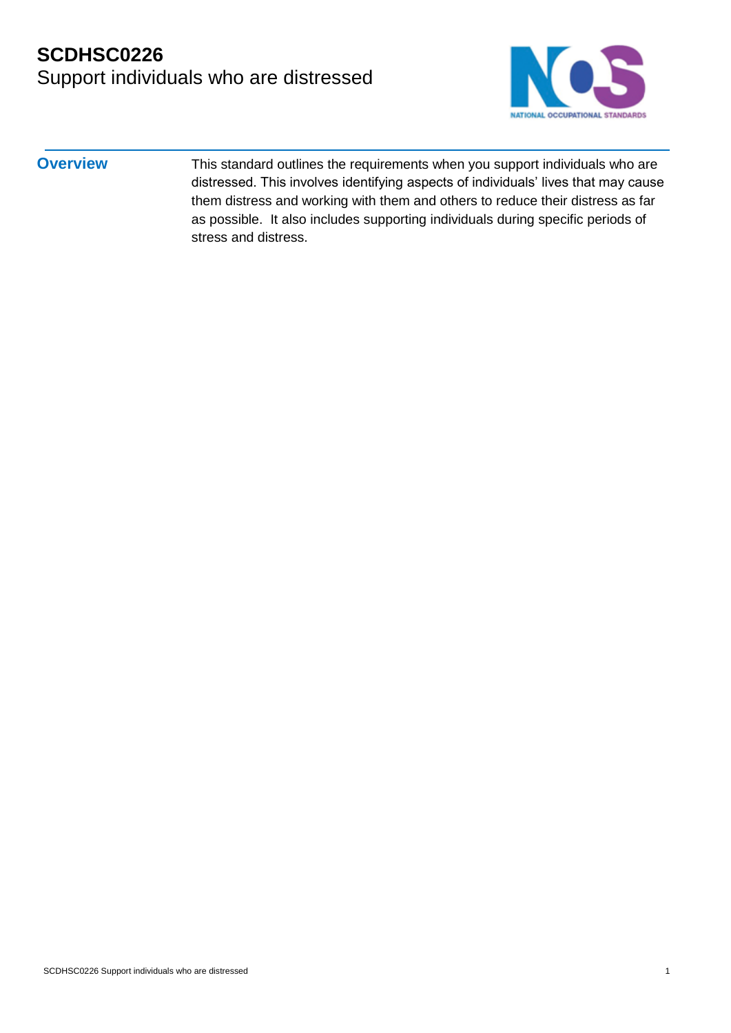# SCDHSC0226

Support individuals who are distressed

## Overview

This standard outlines the requirements when you support individuals who are distressed. This involves identifying aspects of individuals' lives that may cause them distress and working with them and others to reduce their distress as far as possible. It also includes supporting individuals during specific periods of stress and distress.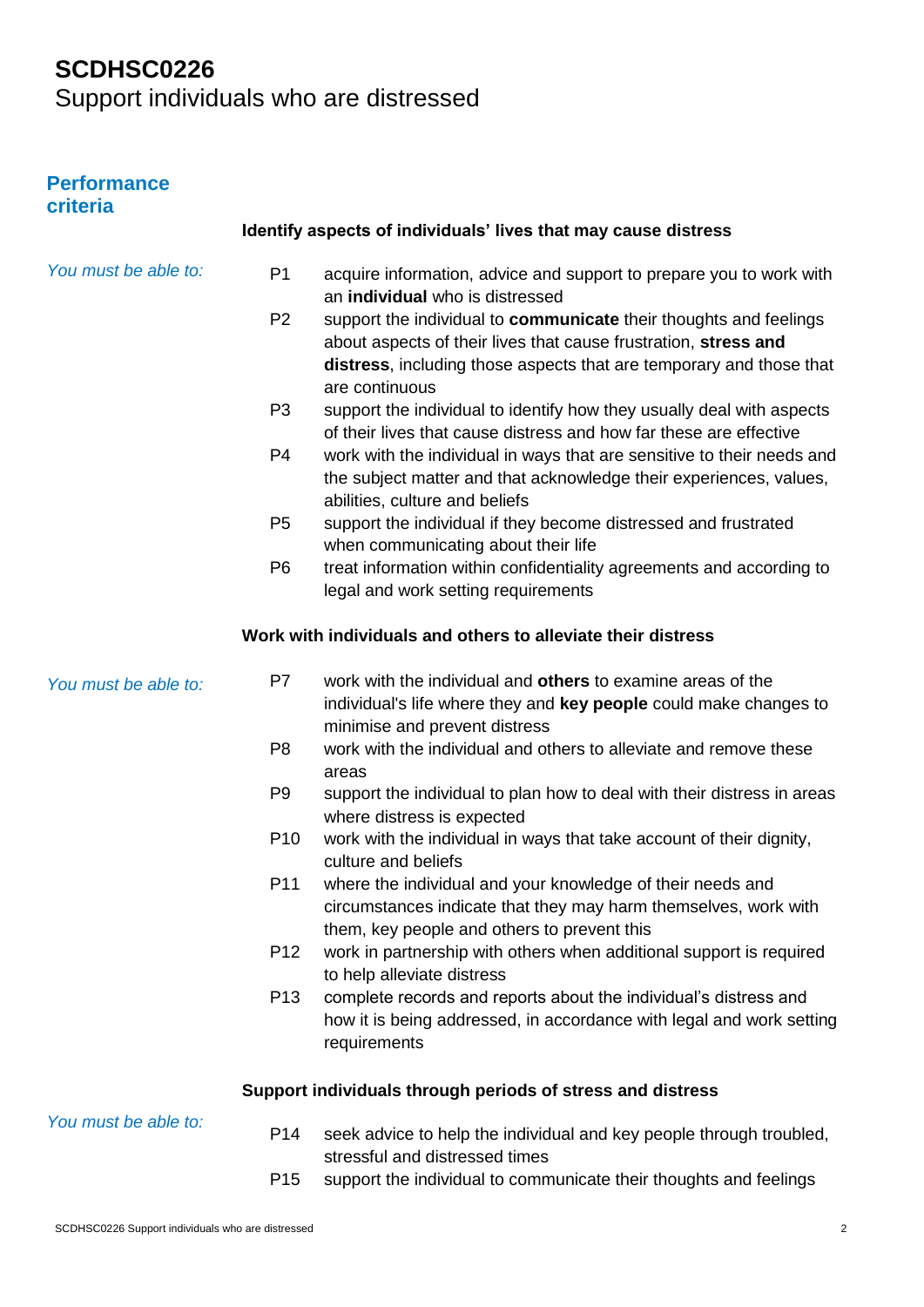# SCDHSC0226
Support individuals who are distressed

## Performance criteria

### Identify aspects of individuals' lives that may cause distress

*You must be able to:*

- P1 acquire information, advice and support to prepare you to work with an **individual** who is distressed
- P2 support the individual to **communicate** their thoughts and feelings about aspects of their lives that cause frustration, **stress and distress**, including those aspects that are temporary and those that are continuous
- P3 support the individual to identify how they usually deal with aspects of their lives that cause distress and how far these are effective
- P4 work with the individual in ways that are sensitive to their needs and the subject matter and that acknowledge their experiences, values, abilities, culture and beliefs
- P5 support the individual if they become distressed and frustrated when communicating about their life
- P6 treat information within confidentiality agreements and according to legal and work setting requirements

### Work with individuals and others to alleviate their distress

*You must be able to:*

- P7 work with the individual and **others** to examine areas of the individual's life where they and **key people** could make changes to minimise and prevent distress
- P8 work with the individual and others to alleviate and remove these areas
- P9 support the individual to plan how to deal with their distress in areas where distress is expected
- P10 work with the individual in ways that take account of their dignity, culture and beliefs
- P11 where the individual and your knowledge of their needs and circumstances indicate that they may harm themselves, work with them, key people and others to prevent this
- P12 work in partnership with others when additional support is required to help alleviate distress
- P13 complete records and reports about the individual's distress and how it is being addressed, in accordance with legal and work setting requirements

### Support individuals through periods of stress and distress

*You must be able to:*

- P14 seek advice to help the individual and key people through troubled, stressful and distressed times
- P15 support the individual to communicate their thoughts and feelings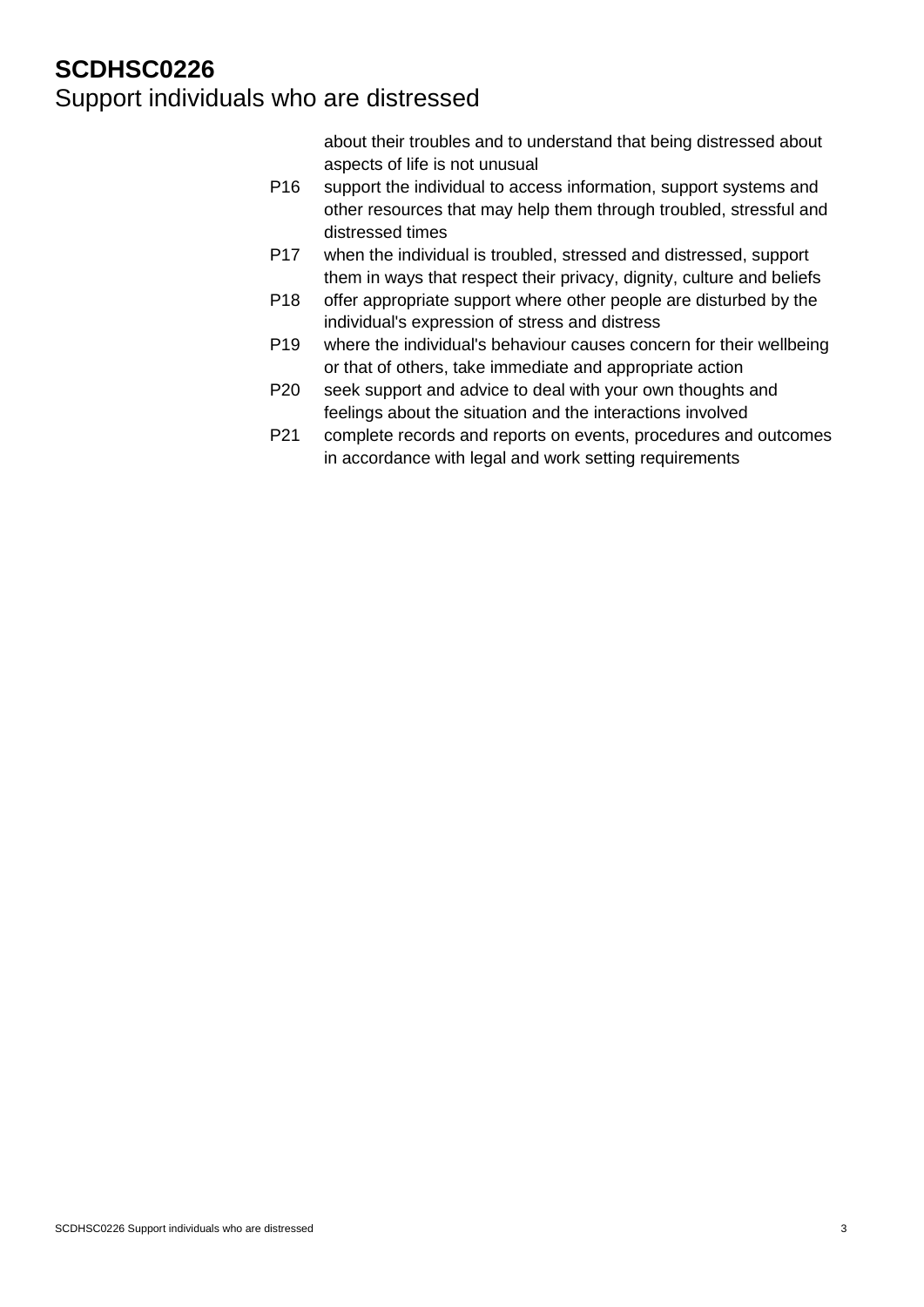about their troubles and to understand that being distressed about aspects of life is not unusual

P16 support the individual to access information, support systems and other resources that may help them through troubled, stressful and distressed times

P17 when the individual is troubled, stressed and distressed, support them in ways that respect their privacy, dignity, culture and beliefs

P18 offer appropriate support where other people are disturbed by the individual's expression of stress and distress

P19 where the individual's behaviour causes concern for their wellbeing or that of others, take immediate and appropriate action

P20 seek support and advice to deal with your own thoughts and feelings about the situation and the interactions involved

P21 complete records and reports on events, procedures and outcomes in accordance with legal and work setting requirements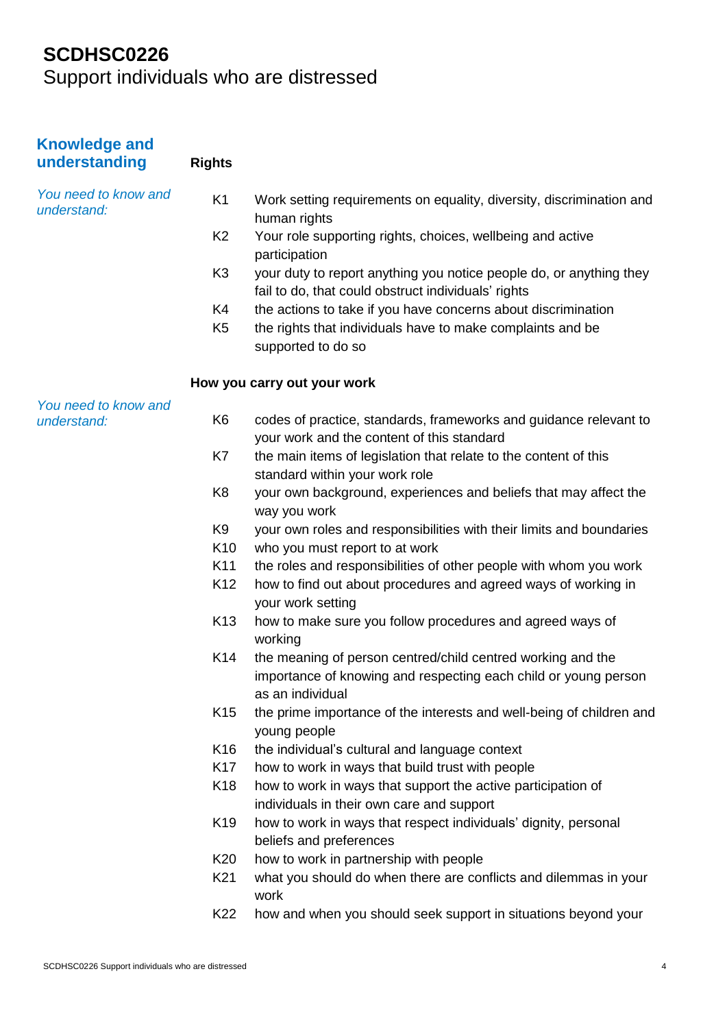# SCDHSC0226
Support individuals who are distressed

## Knowledge and understanding

### Rights

*You need to know and understand:*

- K1 Work setting requirements on equality, diversity, discrimination and human rights
- K2 Your role supporting rights, choices, wellbeing and active participation
- K3 your duty to report anything you notice people do, or anything they fail to do, that could obstruct individuals' rights
- K4 the actions to take if you have concerns about discrimination
- K5 the rights that individuals have to make complaints and be supported to do so

### How you carry out your work

*You need to know and understand:*

- K6 codes of practice, standards, frameworks and guidance relevant to your work and the content of this standard
- K7 the main items of legislation that relate to the content of this standard within your work role
- K8 your own background, experiences and beliefs that may affect the way you work
- K9 your own roles and responsibilities with their limits and boundaries
- K10 who you must report to at work
- K11 the roles and responsibilities of other people with whom you work
- K12 how to find out about procedures and agreed ways of working in your work setting
- K13 how to make sure you follow procedures and agreed ways of working
- K14 the meaning of person centred/child centred working and the importance of knowing and respecting each child or young person as an individual
- K15 the prime importance of the interests and well-being of children and young people
- K16 the individual's cultural and language context
- K17 how to work in ways that build trust with people
- K18 how to work in ways that support the active participation of individuals in their own care and support
- K19 how to work in ways that respect individuals' dignity, personal beliefs and preferences
- K20 how to work in partnership with people
- K21 what you should do when there are conflicts and dilemmas in your work
- K22 how and when you should seek support in situations beyond your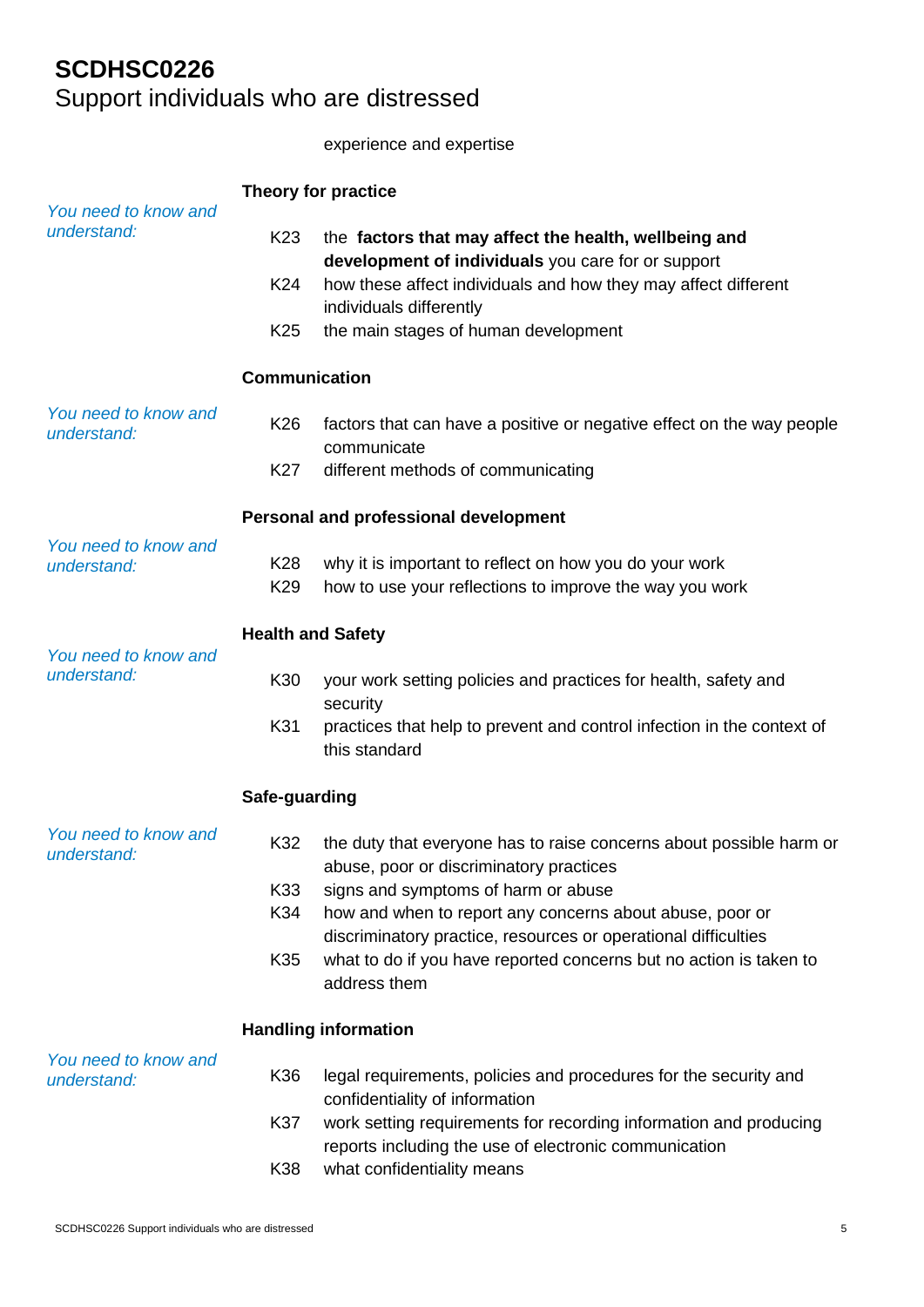experience and expertise

**Theory for practice**

*You need to know and understand:*

- K23 the **factors that may affect the health, wellbeing and development of individuals** you care for or support
- K24 how these affect individuals and how they may affect different individuals differently
- K25 the main stages of human development

**Communication**

*You need to know and understand:*

- K26 factors that can have a positive or negative effect on the way people communicate
- K27 different methods of communicating

**Personal and professional development**

*You need to know and understand:*

- K28 why it is important to reflect on how you do your work
- K29 how to use your reflections to improve the way you work

**Health and Safety**

*You need to know and understand:*

- K30 your work setting policies and practices for health, safety and security
- K31 practices that help to prevent and control infection in the context of this standard

**Safe-guarding**

*You need to know and understand:*

- K32 the duty that everyone has to raise concerns about possible harm or abuse, poor or discriminatory practices
- K33 signs and symptoms of harm or abuse
- K34 how and when to report any concerns about abuse, poor or discriminatory practice, resources or operational difficulties
- K35 what to do if you have reported concerns but no action is taken to address them

**Handling information**

*You need to know and understand:*

- K36 legal requirements, policies and procedures for the security and confidentiality of information
- K37 work setting requirements for recording information and producing reports including the use of electronic communication
- K38 what confidentiality means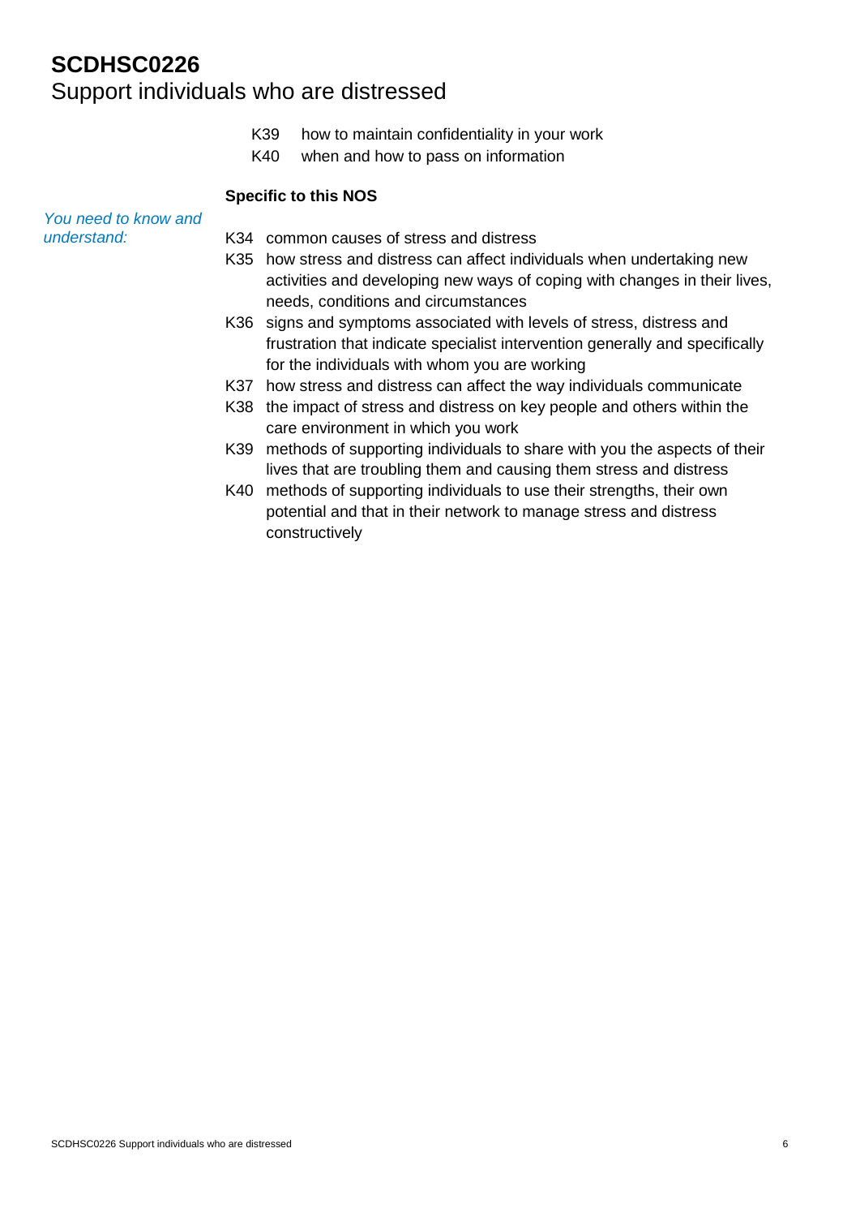K39 how to maintain confidentiality in your work
K40 when and how to pass on information

**Specific to this NOS**

*You need to know and understand:*

K34 common causes of stress and distress
K35 how stress and distress can affect individuals when undertaking new activities and developing new ways of coping with changes in their lives, needs, conditions and circumstances
K36 signs and symptoms associated with levels of stress, distress and frustration that indicate specialist intervention generally and specifically for the individuals with whom you are working
K37 how stress and distress can affect the way individuals communicate
K38 the impact of stress and distress on key people and others within the care environment in which you work
K39 methods of supporting individuals to share with you the aspects of their lives that are troubling them and causing them stress and distress
K40 methods of supporting individuals to use their strengths, their own potential and that in their network to manage stress and distress constructively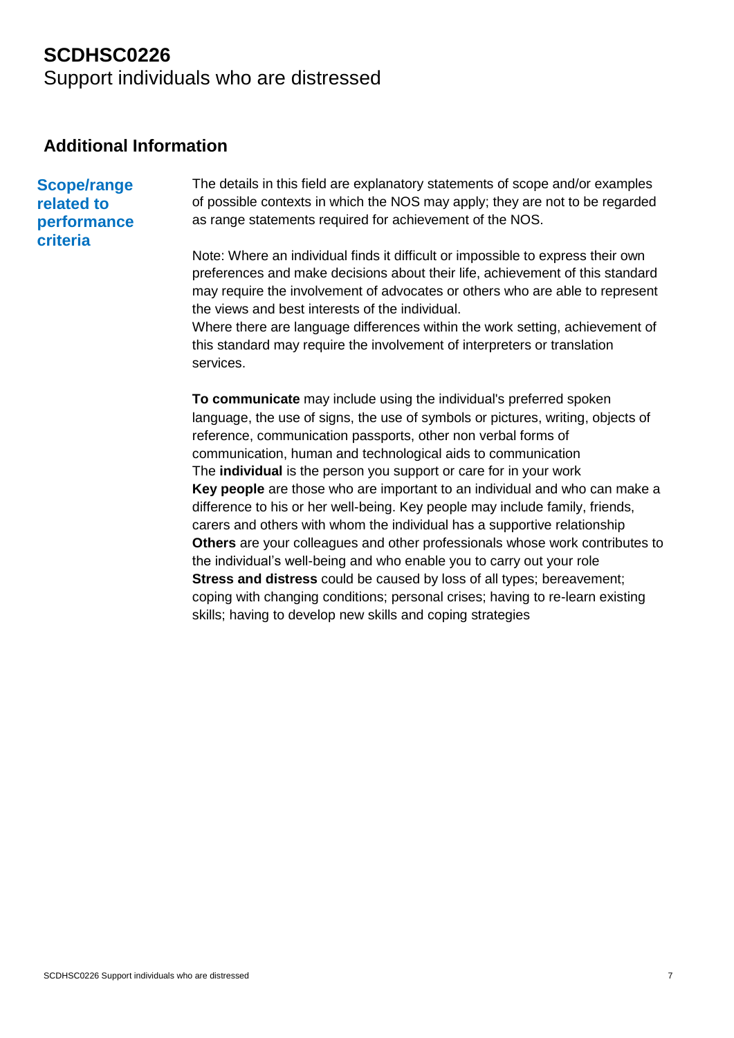# SCDHSC0226
Support individuals who are distressed

## Additional Information

### Scope/range related to performance criteria

The details in this field are explanatory statements of scope and/or examples of possible contexts in which the NOS may apply; they are not to be regarded as range statements required for achievement of the NOS.

Note: Where an individual finds it difficult or impossible to express their own preferences and make decisions about their life, achievement of this standard may require the involvement of advocates or others who are able to represent the views and best interests of the individual.
Where there are language differences within the work setting, achievement of this standard may require the involvement of interpreters or translation services.

**To communicate** may include using the individual's preferred spoken language, the use of signs, the use of symbols or pictures, writing, objects of reference, communication passports, other non verbal forms of communication, human and technological aids to communication
The **individual** is the person you support or care for in your work
**Key people** are those who are important to an individual and who can make a difference to his or her well-being. Key people may include family, friends, carers and others with whom the individual has a supportive relationship
**Others** are your colleagues and other professionals whose work contributes to the individual's well-being and who enable you to carry out your role
**Stress and distress** could be caused by loss of all types; bereavement; coping with changing conditions; personal crises; having to re-learn existing skills; having to develop new skills and coping strategies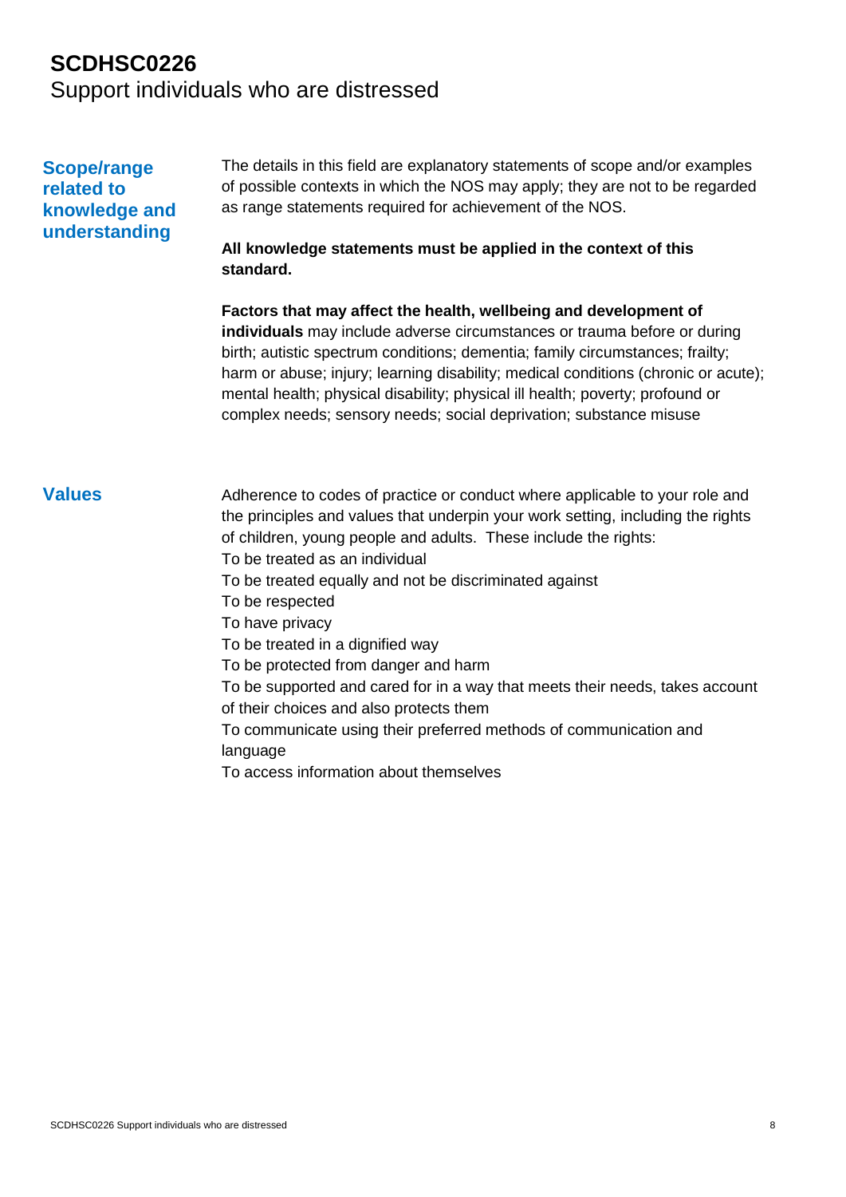# SCDHSC0226
Support individuals who are distressed

## Scope/range related to knowledge and understanding

The details in this field are explanatory statements of scope and/or examples of possible contexts in which the NOS may apply; they are not to be regarded as range statements required for achievement of the NOS.

**All knowledge statements must be applied in the context of this standard.**

**Factors that may affect the health, wellbeing and development of individuals** may include adverse circumstances or trauma before or during birth; autistic spectrum conditions; dementia; family circumstances; frailty; harm or abuse; injury; learning disability; medical conditions (chronic or acute); mental health; physical disability; physical ill health; poverty; profound or complex needs; sensory needs; social deprivation; substance misuse

## Values

Adherence to codes of practice or conduct where applicable to your role and the principles and values that underpin your work setting, including the rights of children, young people and adults. These include the rights:

To be treated as an individual

To be treated equally and not be discriminated against

To be respected

To have privacy

To be treated in a dignified way

To be protected from danger and harm

To be supported and cared for in a way that meets their needs, takes account of their choices and also protects them

To communicate using their preferred methods of communication and language

To access information about themselves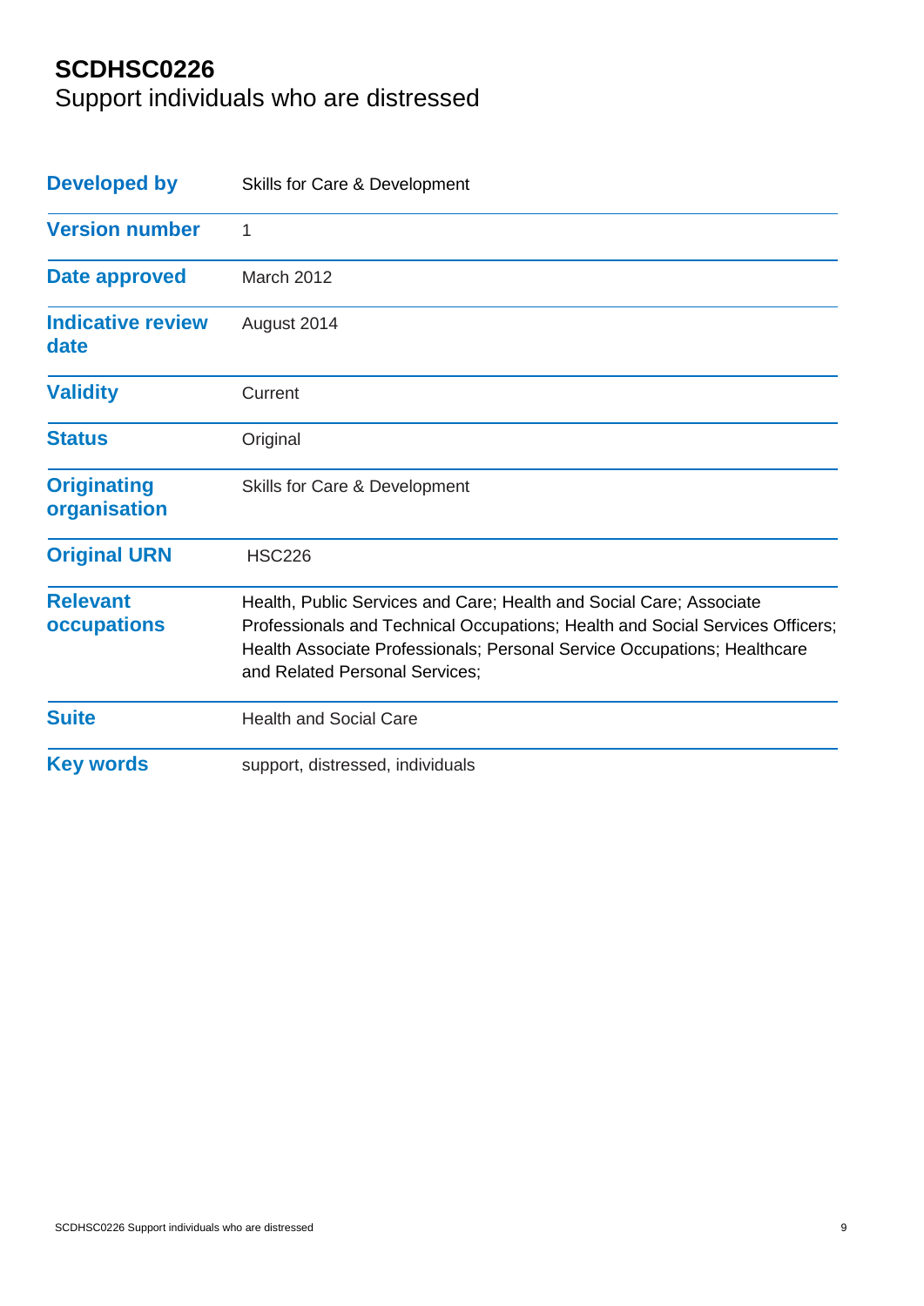# SCDHSC0226
## Support individuals who are distressed

| | |
|---|---|
| **Developed by** | Skills for Care & Development |
| **Version number** | 1 |
| **Date approved** | March 2012 |
| **Indicative review date** | August 2014 |
| **Validity** | Current |
| **Status** | Original |
| **Originating organisation** | Skills for Care & Development |
| **Original URN** | HSC226 |
| **Relevant occupations** | Health, Public Services and Care; Health and Social Care; Associate Professionals and Technical Occupations; Health and Social Services Officers; Health Associate Professionals; Personal Service Occupations; Healthcare and Related Personal Services; |
| **Suite** | Health and Social Care |
| **Key words** | support, distressed, individuals |